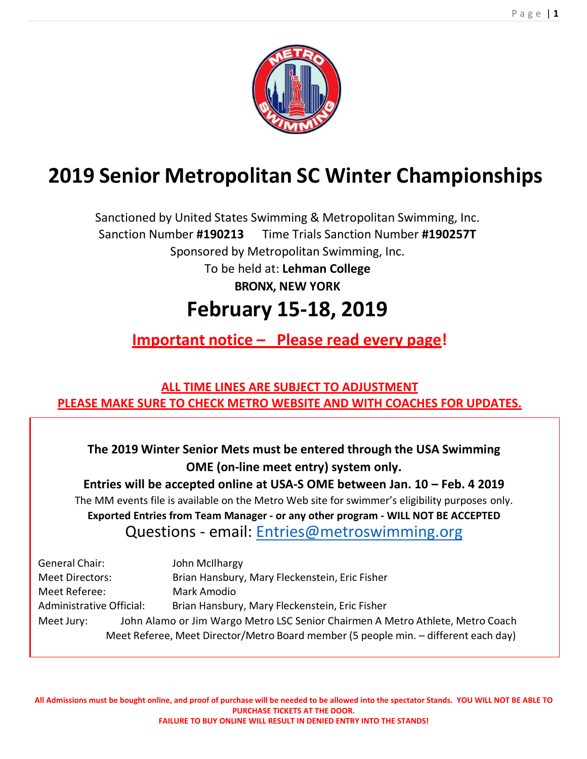# 2019 Senior Metropolitan SC Winter Championships

Sanctioned by United States Swimming & Metropolitan Swimming, Inc.
Sanction Number **#190213** Time Trials Sanction Number **#190257T**
Sponsored by Metropolitan Swimming, Inc.
To be held at: **Lehman College**
**BRONX, NEW YORK**

## February 15-18, 2019

**Important notice – Please read every page!**

**ALL TIME LINES ARE SUBJECT TO ADJUSTMENT**
**PLEASE MAKE SURE TO CHECK METRO WEBSITE AND WITH COACHES FOR UPDATES.**

**The 2019 Winter Senior Mets must be entered through the USA Swimming OME (on-line meet entry) system only.**
**Entries will be accepted online at USA-S OME between Jan. 10 – Feb. 4 2019**
The MM events file is available on the Metro Web site for swimmer's eligibility purposes only.
**Exported Entries from Team Manager - or any other program - WILL NOT BE ACCEPTED**
Questions - email: Entries@metroswimming.org

General Chair: John McIlhargy
Meet Directors: Brian Hansbury, Mary Fleckenstein, Eric Fisher
Meet Referee: Mark Amodio
Administrative Official: Brian Hansbury, Mary Fleckenstein, Eric Fisher
Meet Jury: John Alamo or Jim Wargo Metro LSC Senior Chairmen A Metro Athlete, Metro Coach Meet Referee, Meet Director/Metro Board member (5 people min. – different each day)

**All Admissions must be bought online, and proof of purchase will be needed to be allowed into the spectator Stands. YOU WILL NOT BE ABLE TO PURCHASE TICKETS AT THE DOOR.**
**FAILURE TO BUY ONLINE WILL RESULT IN DENIED ENTRY INTO THE STANDS!**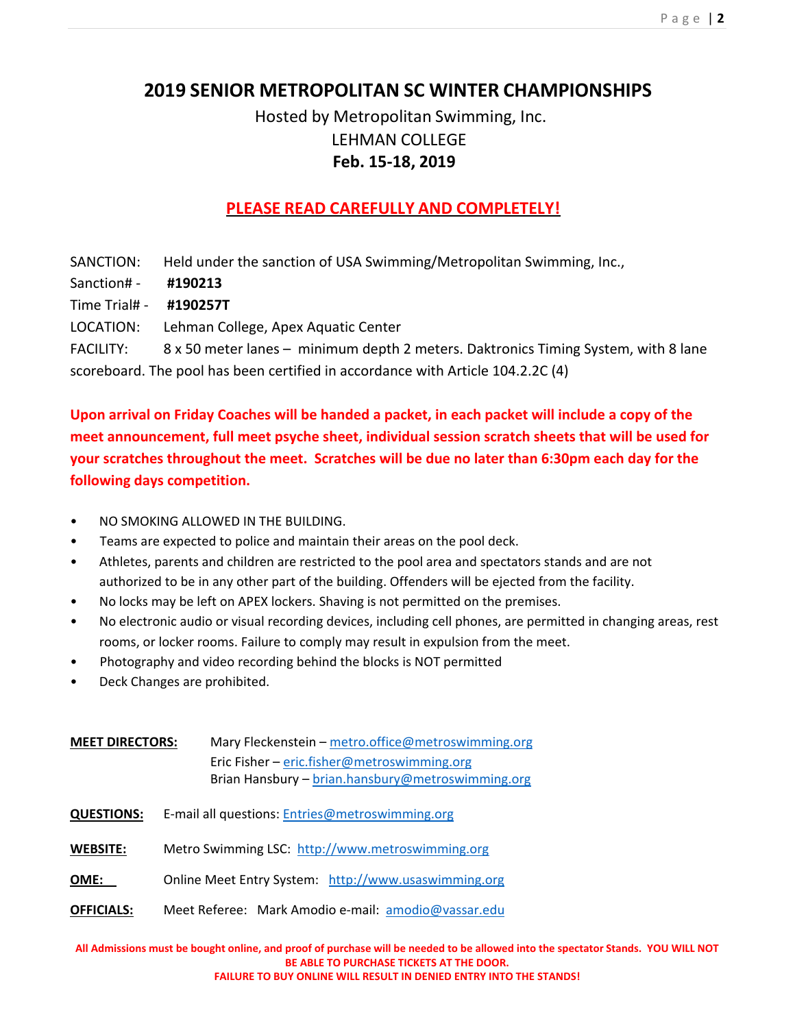# 2019 SENIOR METROPOLITAN SC WINTER CHAMPIONSHIPS

Hosted by Metropolitan Swimming, Inc.

LEHMAN COLLEGE

**Feb. 15-18, 2019**

## PLEASE READ CAREFULLY AND COMPLETELY!

SANCTION: Held under the sanction of USA Swimming/Metropolitan Swimming, Inc.,

Sanction# - **#190213**

Time Trial# - **#190257T**

LOCATION: Lehman College, Apex Aquatic Center

FACILITY: 8 x 50 meter lanes – minimum depth 2 meters. Daktronics Timing System, with 8 lane scoreboard. The pool has been certified in accordance with Article 104.2.2C (4)

**Upon arrival on Friday Coaches will be handed a packet, in each packet will include a copy of the meet announcement, full meet psyche sheet, individual session scratch sheets that will be used for your scratches throughout the meet. Scratches will be due no later than 6:30pm each day for the following days competition.**

- NO SMOKING ALLOWED IN THE BUILDING.
- Teams are expected to police and maintain their areas on the pool deck.
- Athletes, parents and children are restricted to the pool area and spectators stands and are not authorized to be in any other part of the building. Offenders will be ejected from the facility.
- No locks may be left on APEX lockers. Shaving is not permitted on the premises.
- No electronic audio or visual recording devices, including cell phones, are permitted in changing areas, rest rooms, or locker rooms. Failure to comply may result in expulsion from the meet.
- Photography and video recording behind the blocks is NOT permitted
- Deck Changes are prohibited.

**MEET DIRECTORS:** Mary Fleckenstein – metro.office@metroswimming.org
Eric Fisher – eric.fisher@metroswimming.org
Brian Hansbury – brian.hansbury@metroswimming.org

**QUESTIONS:** E-mail all questions: Entries@metroswimming.org

**WEBSITE:** Metro Swimming LSC: http://www.metroswimming.org

**OME:** Online Meet Entry System: http://www.usaswimming.org

**OFFICIALS:** Meet Referee: Mark Amodio e-mail: amodio@vassar.edu

**All Admissions must be bought online, and proof of purchase will be needed to be allowed into the spectator Stands. YOU WILL NOT BE ABLE TO PURCHASE TICKETS AT THE DOOR. FAILURE TO BUY ONLINE WILL RESULT IN DENIED ENTRY INTO THE STANDS!**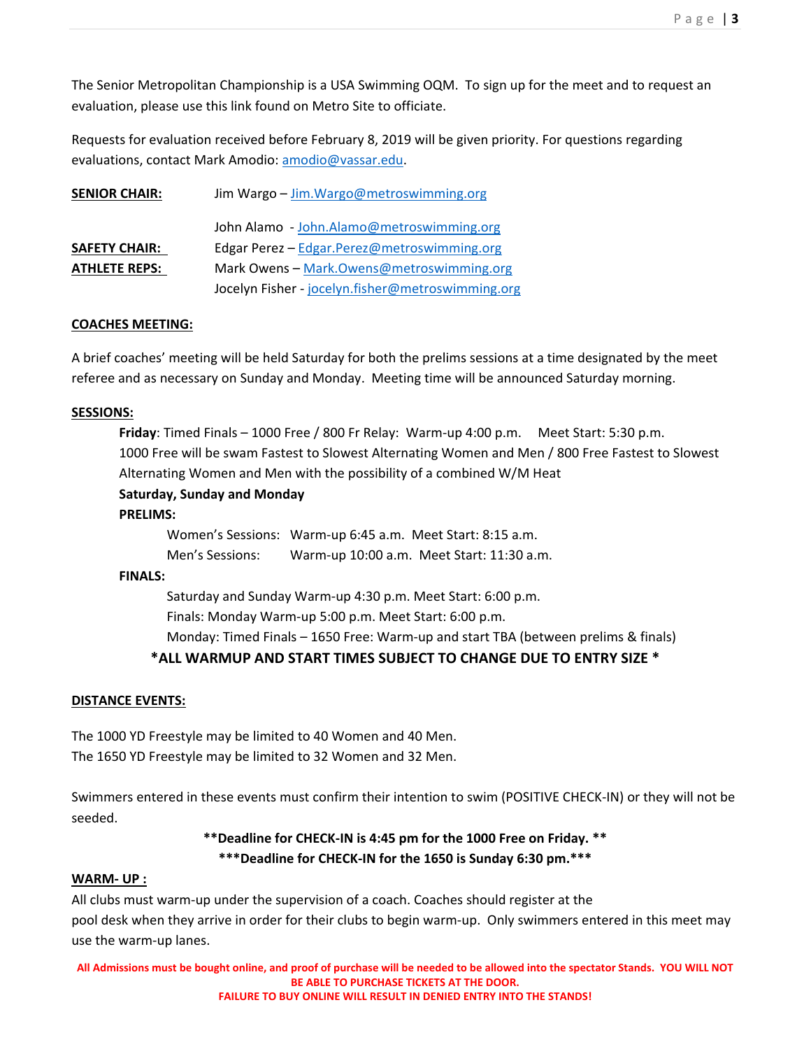The Senior Metropolitan Championship is a USA Swimming OQM. To sign up for the meet and to request an evaluation, please use this link found on Metro Site to officiate.

Requests for evaluation received before February 8, 2019 will be given priority. For questions regarding evaluations, contact Mark Amodio: amodio@vassar.edu.

**SENIOR CHAIR:** Jim Wargo – Jim.Wargo@metroswimming.org

John Alamo - John.Alamo@metroswimming.org

**SAFETY CHAIR:** Edgar Perez – Edgar.Perez@metroswimming.org

**ATHLETE REPS:** Mark Owens – Mark.Owens@metroswimming.org

Jocelyn Fisher - jocelyn.fisher@metroswimming.org

**COACHES MEETING:**

A brief coaches' meeting will be held Saturday for both the prelims sessions at a time designated by the meet referee and as necessary on Sunday and Monday. Meeting time will be announced Saturday morning.

**SESSIONS:**

**Friday**: Timed Finals – 1000 Free / 800 Fr Relay: Warm-up 4:00 p.m. Meet Start: 5:30 p.m.
1000 Free will be swam Fastest to Slowest Alternating Women and Men / 800 Free Fastest to Slowest Alternating Women and Men with the possibility of a combined W/M Heat

**Saturday, Sunday and Monday**

**PRELIMS:**

Women's Sessions: Warm-up 6:45 a.m. Meet Start: 8:15 a.m.
Men's Sessions: Warm-up 10:00 a.m. Meet Start: 11:30 a.m.

**FINALS:**

Saturday and Sunday Warm-up 4:30 p.m. Meet Start: 6:00 p.m.
Finals: Monday Warm-up 5:00 p.m. Meet Start: 6:00 p.m.
Monday: Timed Finals – 1650 Free: Warm-up and start TBA (between prelims & finals)

**\*ALL WARMUP AND START TIMES SUBJECT TO CHANGE DUE TO ENTRY SIZE \***

**DISTANCE EVENTS:**

The 1000 YD Freestyle may be limited to 40 Women and 40 Men.
The 1650 YD Freestyle may be limited to 32 Women and 32 Men.

Swimmers entered in these events must confirm their intention to swim (POSITIVE CHECK-IN) or they will not be seeded.

**\*\*Deadline for CHECK-IN is 4:45 pm for the 1000 Free on Friday. \*\***

**\*\*\*Deadline for CHECK-IN for the 1650 is Sunday 6:30 pm.\*\*\***

**WARM- UP :**

All clubs must warm-up under the supervision of a coach. Coaches should register at the pool desk when they arrive in order for their clubs to begin warm-up. Only swimmers entered in this meet may use the warm-up lanes.

**All Admissions must be bought online, and proof of purchase will be needed to be allowed into the spectator Stands. YOU WILL NOT BE ABLE TO PURCHASE TICKETS AT THE DOOR.**
**FAILURE TO BUY ONLINE WILL RESULT IN DENIED ENTRY INTO THE STANDS!**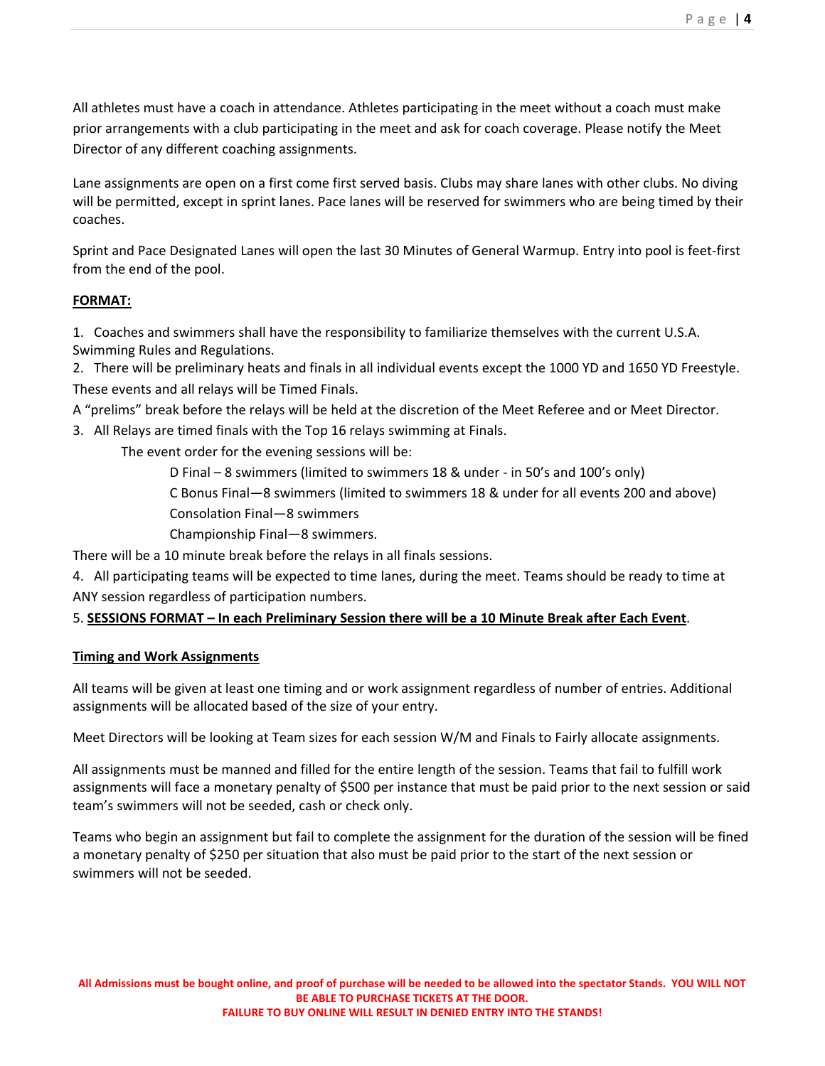All athletes must have a coach in attendance. Athletes participating in the meet without a coach must make prior arrangements with a club participating in the meet and ask for coach coverage. Please notify the Meet Director of any different coaching assignments.

Lane assignments are open on a first come first served basis. Clubs may share lanes with other clubs. No diving will be permitted, except in sprint lanes. Pace lanes will be reserved for swimmers who are being timed by their coaches.

Sprint and Pace Designated Lanes will open the last 30 Minutes of General Warmup. Entry into pool is feet-first from the end of the pool.

**FORMAT:**

1. Coaches and swimmers shall have the responsibility to familiarize themselves with the current U.S.A. Swimming Rules and Regulations.
2. There will be preliminary heats and finals in all individual events except the 1000 YD and 1650 YD Freestyle. These events and all relays will be Timed Finals.

A "prelims" break before the relays will be held at the discretion of the Meet Referee and or Meet Director.

3. All Relays are timed finals with the Top 16 relays swimming at Finals.

   The event order for the evening sessions will be:

   - D Final – 8 swimmers (limited to swimmers 18 & under - in 50's and 100's only)
   - C Bonus Final—8 swimmers (limited to swimmers 18 & under for all events 200 and above)
   - Consolation Final—8 swimmers
   - Championship Final—8 swimmers.

There will be a 10 minute break before the relays in all finals sessions.

4. All participating teams will be expected to time lanes, during the meet. Teams should be ready to time at ANY session regardless of participation numbers.
5. **SESSIONS FORMAT – In each Preliminary Session there will be a 10 Minute Break after Each Event**.

**Timing and Work Assignments**

All teams will be given at least one timing and or work assignment regardless of number of entries. Additional assignments will be allocated based of the size of your entry.

Meet Directors will be looking at Team sizes for each session W/M and Finals to Fairly allocate assignments.

All assignments must be manned and filled for the entire length of the session. Teams that fail to fulfill work assignments will face a monetary penalty of $500 per instance that must be paid prior to the next session or said team's swimmers will not be seeded, cash or check only.

Teams who begin an assignment but fail to complete the assignment for the duration of the session will be fined a monetary penalty of $250 per situation that also must be paid prior to the start of the next session or swimmers will not be seeded.

**All Admissions must be bought online, and proof of purchase will be needed to be allowed into the spectator Stands. YOU WILL NOT BE ABLE TO PURCHASE TICKETS AT THE DOOR. FAILURE TO BUY ONLINE WILL RESULT IN DENIED ENTRY INTO THE STANDS!**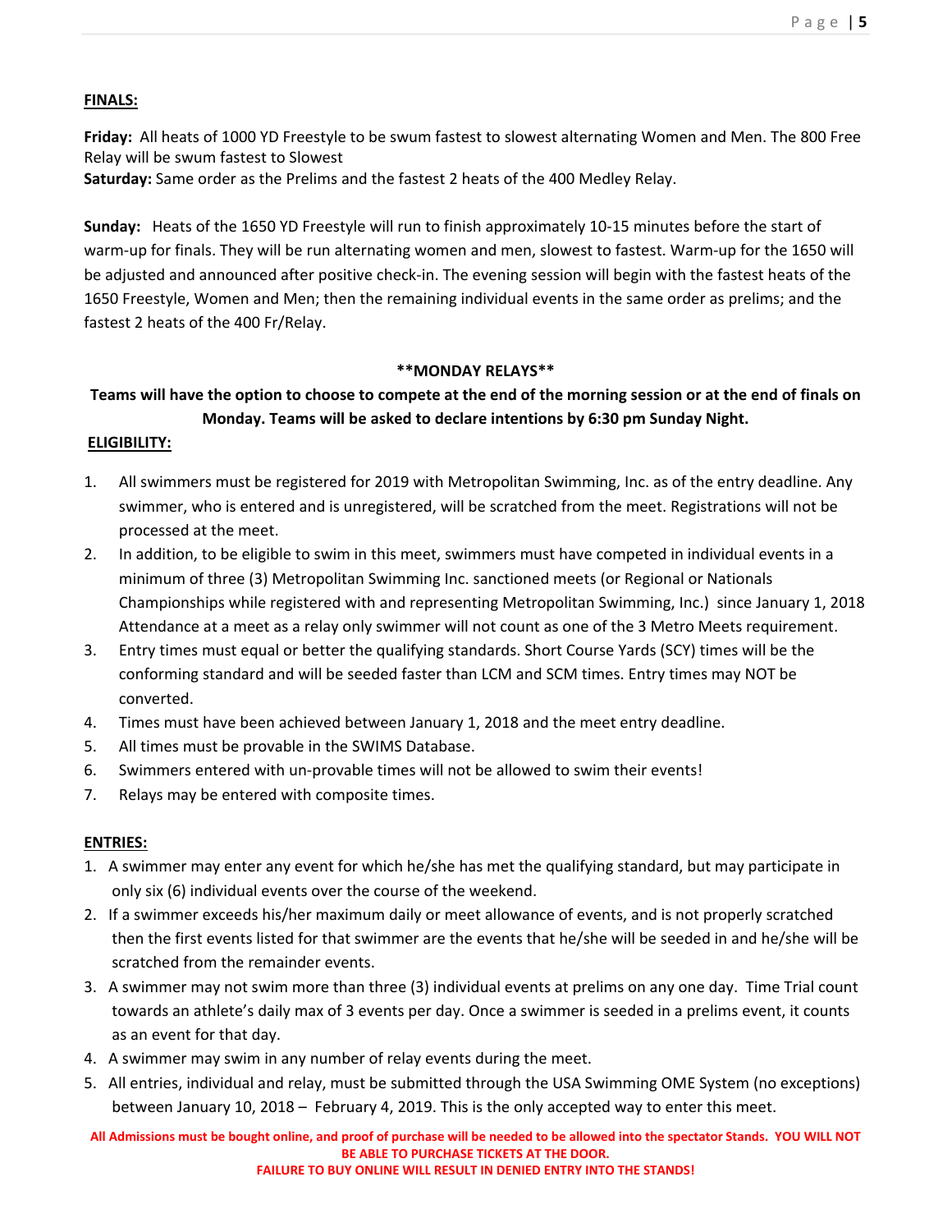**FINALS:**

**Friday:** All heats of 1000 YD Freestyle to be swum fastest to slowest alternating Women and Men. The 800 Free Relay will be swum fastest to Slowest
**Saturday:** Same order as the Prelims and the fastest 2 heats of the 400 Medley Relay.

**Sunday:** Heats of the 1650 YD Freestyle will run to finish approximately 10-15 minutes before the start of warm-up for finals. They will be run alternating women and men, slowest to fastest. Warm-up for the 1650 will be adjusted and announced after positive check-in. The evening session will begin with the fastest heats of the 1650 Freestyle, Women and Men; then the remaining individual events in the same order as prelims; and the fastest 2 heats of the 400 Fr/Relay.

**\*\*MONDAY RELAYS\*\***

**Teams will have the option to choose to compete at the end of the morning session or at the end of finals on Monday. Teams will be asked to declare intentions by 6:30 pm Sunday Night.**

**ELIGIBILITY:**

1. All swimmers must be registered for 2019 with Metropolitan Swimming, Inc. as of the entry deadline. Any swimmer, who is entered and is unregistered, will be scratched from the meet. Registrations will not be processed at the meet.
2. In addition, to be eligible to swim in this meet, swimmers must have competed in individual events in a minimum of three (3) Metropolitan Swimming Inc. sanctioned meets (or Regional or Nationals Championships while registered with and representing Metropolitan Swimming, Inc.) since January 1, 2018 Attendance at a meet as a relay only swimmer will not count as one of the 3 Metro Meets requirement.
3. Entry times must equal or better the qualifying standards. Short Course Yards (SCY) times will be the conforming standard and will be seeded faster than LCM and SCM times. Entry times may NOT be converted.
4. Times must have been achieved between January 1, 2018 and the meet entry deadline.
5. All times must be provable in the SWIMS Database.
6. Swimmers entered with un-provable times will not be allowed to swim their events!
7. Relays may be entered with composite times.

**ENTRIES:**

1. A swimmer may enter any event for which he/she has met the qualifying standard, but may participate in only six (6) individual events over the course of the weekend.
2. If a swimmer exceeds his/her maximum daily or meet allowance of events, and is not properly scratched then the first events listed for that swimmer are the events that he/she will be seeded in and he/she will be scratched from the remainder events.
3. A swimmer may not swim more than three (3) individual events at prelims on any one day. Time Trial count towards an athlete's daily max of 3 events per day. Once a swimmer is seeded in a prelims event, it counts as an event for that day.
4. A swimmer may swim in any number of relay events during the meet.
5. All entries, individual and relay, must be submitted through the USA Swimming OME System (no exceptions) between January 10, 2018 – February 4, 2019. This is the only accepted way to enter this meet.

**All Admissions must be bought online, and proof of purchase will be needed to be allowed into the spectator Stands. YOU WILL NOT BE ABLE TO PURCHASE TICKETS AT THE DOOR.**
**FAILURE TO BUY ONLINE WILL RESULT IN DENIED ENTRY INTO THE STANDS!**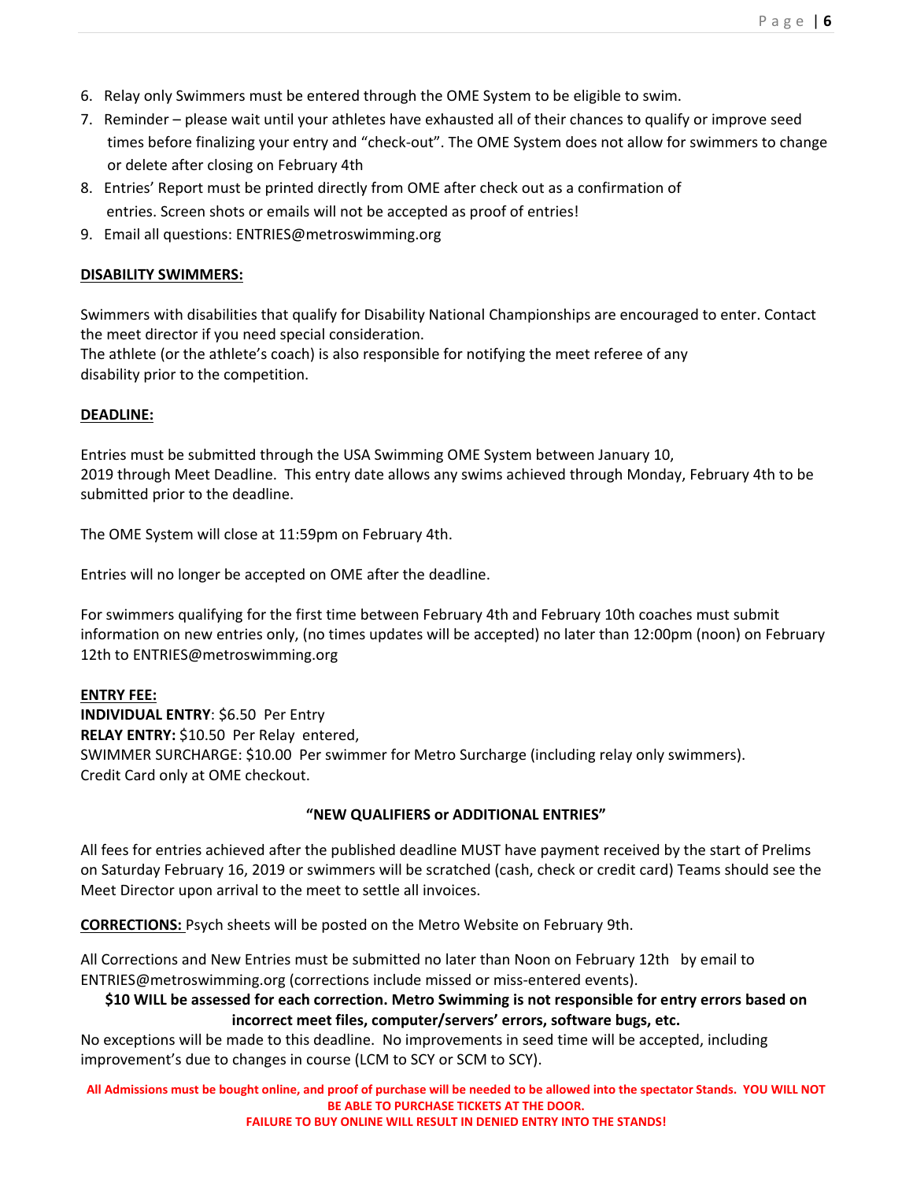6. Relay only Swimmers must be entered through the OME System to be eligible to swim.
7. Reminder – please wait until your athletes have exhausted all of their chances to qualify or improve seed times before finalizing your entry and "check-out". The OME System does not allow for swimmers to change or delete after closing on February 4th
8. Entries' Report must be printed directly from OME after check out as a confirmation of entries. Screen shots or emails will not be accepted as proof of entries!
9. Email all questions: ENTRIES@metroswimming.org

**DISABILITY SWIMMERS:**

Swimmers with disabilities that qualify for Disability National Championships are encouraged to enter. Contact the meet director if you need special consideration.
The athlete (or the athlete's coach) is also responsible for notifying the meet referee of any disability prior to the competition.

**DEADLINE:**

Entries must be submitted through the USA Swimming OME System between January 10, 2019 through Meet Deadline. This entry date allows any swims achieved through Monday, February 4th to be submitted prior to the deadline.

The OME System will close at 11:59pm on February 4th.

Entries will no longer be accepted on OME after the deadline.

For swimmers qualifying for the first time between February 4th and February 10th coaches must submit information on new entries only, (no times updates will be accepted) no later than 12:00pm (noon) on February 12th to ENTRIES@metroswimming.org

**ENTRY FEE:**
**INDIVIDUAL ENTRY**: $6.50 Per Entry
**RELAY ENTRY:** $10.50 Per Relay entered,
SWIMMER SURCHARGE: $10.00 Per swimmer for Metro Surcharge (including relay only swimmers).
Credit Card only at OME checkout.

**"NEW QUALIFIERS or ADDITIONAL ENTRIES"**

All fees for entries achieved after the published deadline MUST have payment received by the start of Prelims on Saturday February 16, 2019 or swimmers will be scratched (cash, check or credit card) Teams should see the Meet Director upon arrival to the meet to settle all invoices.

**CORRECTIONS:** Psych sheets will be posted on the Metro Website on February 9th.

All Corrections and New Entries must be submitted no later than Noon on February 12th by email to ENTRIES@metroswimming.org (corrections include missed or miss-entered events).

**$10 WILL be assessed for each correction. Metro Swimming is not responsible for entry errors based on incorrect meet files, computer/servers' errors, software bugs, etc.**

No exceptions will be made to this deadline. No improvements in seed time will be accepted, including improvement's due to changes in course (LCM to SCY or SCM to SCY).

**All Admissions must be bought online, and proof of purchase will be needed to be allowed into the spectator Stands. YOU WILL NOT BE ABLE TO PURCHASE TICKETS AT THE DOOR.**
**FAILURE TO BUY ONLINE WILL RESULT IN DENIED ENTRY INTO THE STANDS!**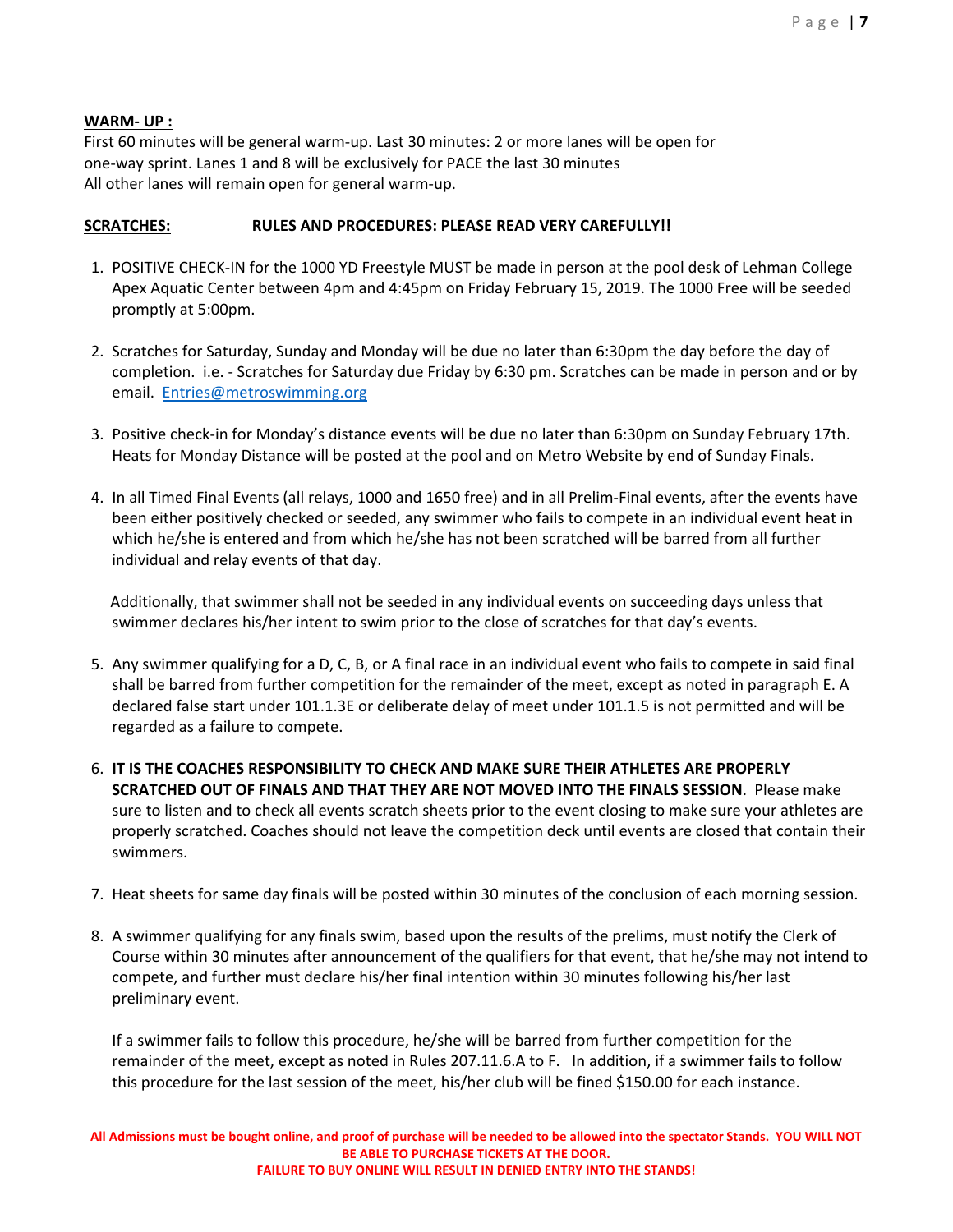**WARM- UP :**

First 60 minutes will be general warm-up. Last 30 minutes: 2 or more lanes will be open for one-way sprint. Lanes 1 and 8 will be exclusively for PACE the last 30 minutes
All other lanes will remain open for general warm-up.

**SCRATCHES:** **RULES AND PROCEDURES: PLEASE READ VERY CAREFULLY!!**

1. POSITIVE CHECK-IN for the 1000 YD Freestyle MUST be made in person at the pool desk of Lehman College Apex Aquatic Center between 4pm and 4:45pm on Friday February 15, 2019. The 1000 Free will be seeded promptly at 5:00pm.

2. Scratches for Saturday, Sunday and Monday will be due no later than 6:30pm the day before the day of completion. i.e. - Scratches for Saturday due Friday by 6:30 pm. Scratches can be made in person and or by email. Entries@metroswimming.org

3. Positive check-in for Monday's distance events will be due no later than 6:30pm on Sunday February 17th. Heats for Monday Distance will be posted at the pool and on Metro Website by end of Sunday Finals.

4. In all Timed Final Events (all relays, 1000 and 1650 free) and in all Prelim-Final events, after the events have been either positively checked or seeded, any swimmer who fails to compete in an individual event heat in which he/she is entered and from which he/she has not been scratched will be barred from all further individual and relay events of that day.

   Additionally, that swimmer shall not be seeded in any individual events on succeeding days unless that swimmer declares his/her intent to swim prior to the close of scratches for that day's events.

5. Any swimmer qualifying for a D, C, B, or A final race in an individual event who fails to compete in said final shall be barred from further competition for the remainder of the meet, except as noted in paragraph E. A declared false start under 101.1.3E or deliberate delay of meet under 101.1.5 is not permitted and will be regarded as a failure to compete.

6. **IT IS THE COACHES RESPONSIBILITY TO CHECK AND MAKE SURE THEIR ATHLETES ARE PROPERLY SCRATCHED OUT OF FINALS AND THAT THEY ARE NOT MOVED INTO THE FINALS SESSION**. Please make sure to listen and to check all events scratch sheets prior to the event closing to make sure your athletes are properly scratched. Coaches should not leave the competition deck until events are closed that contain their swimmers.

7. Heat sheets for same day finals will be posted within 30 minutes of the conclusion of each morning session.

8. A swimmer qualifying for any finals swim, based upon the results of the prelims, must notify the Clerk of Course within 30 minutes after announcement of the qualifiers for that event, that he/she may not intend to compete, and further must declare his/her final intention within 30 minutes following his/her last preliminary event.

   If a swimmer fails to follow this procedure, he/she will be barred from further competition for the remainder of the meet, except as noted in Rules 207.11.6.A to F. In addition, if a swimmer fails to follow this procedure for the last session of the meet, his/her club will be fined $150.00 for each instance.

**All Admissions must be bought online, and proof of purchase will be needed to be allowed into the spectator Stands. YOU WILL NOT BE ABLE TO PURCHASE TICKETS AT THE DOOR.**
**FAILURE TO BUY ONLINE WILL RESULT IN DENIED ENTRY INTO THE STANDS!**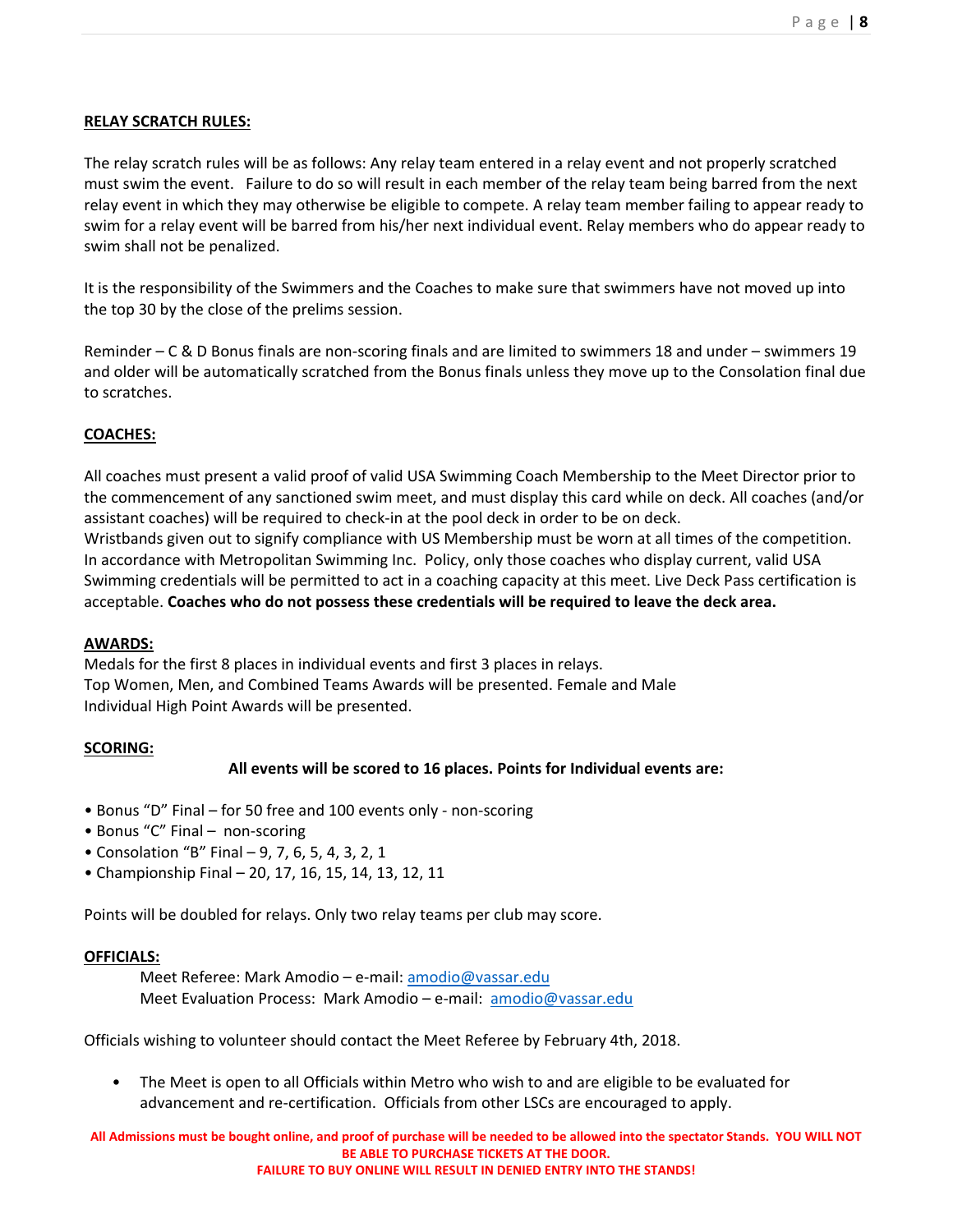**RELAY SCRATCH RULES:**

The relay scratch rules will be as follows: Any relay team entered in a relay event and not properly scratched must swim the event. Failure to do so will result in each member of the relay team being barred from the next relay event in which they may otherwise be eligible to compete. A relay team member failing to appear ready to swim for a relay event will be barred from his/her next individual event. Relay members who do appear ready to swim shall not be penalized.

It is the responsibility of the Swimmers and the Coaches to make sure that swimmers have not moved up into the top 30 by the close of the prelims session.

Reminder – C & D Bonus finals are non-scoring finals and are limited to swimmers 18 and under – swimmers 19 and older will be automatically scratched from the Bonus finals unless they move up to the Consolation final due to scratches.

**COACHES:**

All coaches must present a valid proof of valid USA Swimming Coach Membership to the Meet Director prior to the commencement of any sanctioned swim meet, and must display this card while on deck. All coaches (and/or assistant coaches) will be required to check-in at the pool deck in order to be on deck.
Wristbands given out to signify compliance with US Membership must be worn at all times of the competition. In accordance with Metropolitan Swimming Inc. Policy, only those coaches who display current, valid USA Swimming credentials will be permitted to act in a coaching capacity at this meet. Live Deck Pass certification is acceptable. **Coaches who do not possess these credentials will be required to leave the deck area.**

**AWARDS:**
Medals for the first 8 places in individual events and first 3 places in relays.
Top Women, Men, and Combined Teams Awards will be presented. Female and Male Individual High Point Awards will be presented.

**SCORING:**

**All events will be scored to 16 places. Points for Individual events are:**

- Bonus "D" Final – for 50 free and 100 events only - non-scoring
- Bonus "C" Final – non-scoring
- Consolation "B" Final – 9, 7, 6, 5, 4, 3, 2, 1
- Championship Final – 20, 17, 16, 15, 14, 13, 12, 11

Points will be doubled for relays. Only two relay teams per club may score.

**OFFICIALS:**

Meet Referee: Mark Amodio – e-mail: amodio@vassar.edu
Meet Evaluation Process: Mark Amodio – e-mail: amodio@vassar.edu

Officials wishing to volunteer should contact the Meet Referee by February 4th, 2018.

- The Meet is open to all Officials within Metro who wish to and are eligible to be evaluated for advancement and re-certification. Officials from other LSCs are encouraged to apply.

**All Admissions must be bought online, and proof of purchase will be needed to be allowed into the spectator Stands. YOU WILL NOT BE ABLE TO PURCHASE TICKETS AT THE DOOR.**
**FAILURE TO BUY ONLINE WILL RESULT IN DENIED ENTRY INTO THE STANDS!**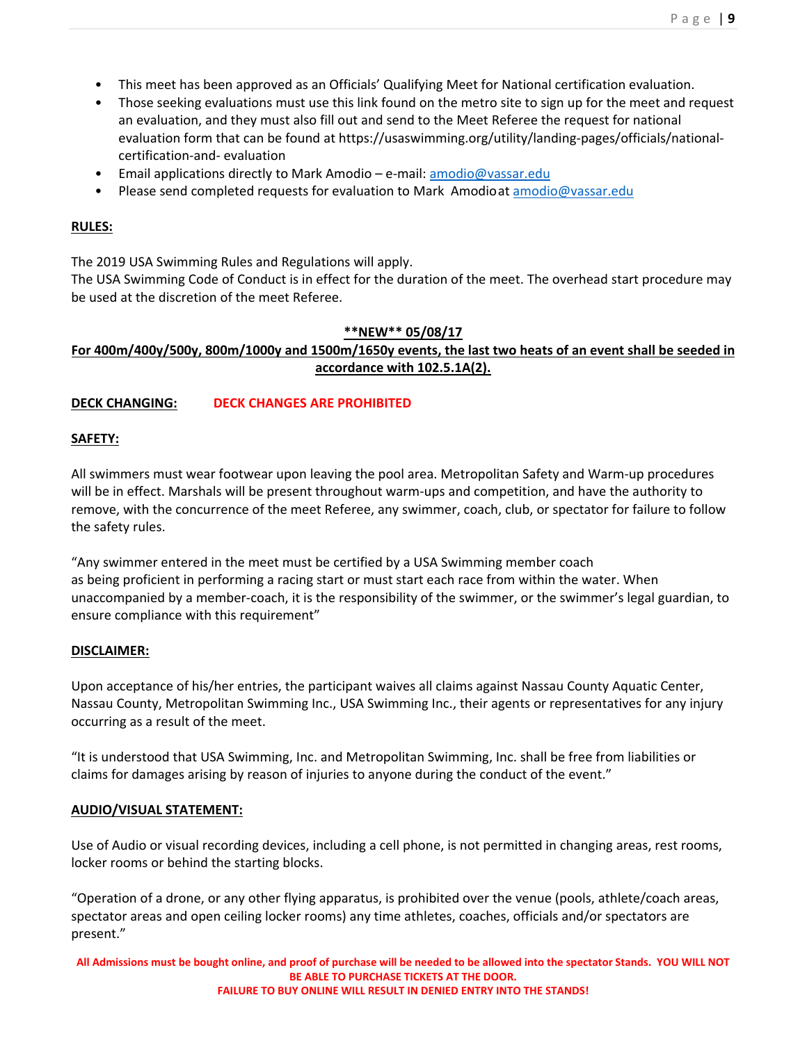- This meet has been approved as an Officials' Qualifying Meet for National certification evaluation.
- Those seeking evaluations must use this link found on the metro site to sign up for the meet and request an evaluation, and they must also fill out and send to the Meet Referee the request for national evaluation form that can be found at https://usaswimming.org/utility/landing-pages/officials/national-certification-and- evaluation
- Email applications directly to Mark Amodio – e-mail: amodio@vassar.edu
- Please send completed requests for evaluation to Mark Amodio at amodio@vassar.edu

**RULES:**

The 2019 USA Swimming Rules and Regulations will apply.
The USA Swimming Code of Conduct is in effect for the duration of the meet. The overhead start procedure may be used at the discretion of the meet Referee.

**\*\*NEW\*\* 05/08/17**

**For 400m/400y/500y, 800m/1000y and 1500m/1650y events, the last two heats of an event shall be seeded in accordance with 102.5.1A(2).**

**DECK CHANGING:** **DECK CHANGES ARE PROHIBITED**

**SAFETY:**

All swimmers must wear footwear upon leaving the pool area. Metropolitan Safety and Warm-up procedures will be in effect. Marshals will be present throughout warm-ups and competition, and have the authority to remove, with the concurrence of the meet Referee, any swimmer, coach, club, or spectator for failure to follow the safety rules.

"Any swimmer entered in the meet must be certified by a USA Swimming member coach as being proficient in performing a racing start or must start each race from within the water. When unaccompanied by a member-coach, it is the responsibility of the swimmer, or the swimmer's legal guardian, to ensure compliance with this requirement"

**DISCLAIMER:**

Upon acceptance of his/her entries, the participant waives all claims against Nassau County Aquatic Center, Nassau County, Metropolitan Swimming Inc., USA Swimming Inc., their agents or representatives for any injury occurring as a result of the meet.

"It is understood that USA Swimming, Inc. and Metropolitan Swimming, Inc. shall be free from liabilities or claims for damages arising by reason of injuries to anyone during the conduct of the event."

**AUDIO/VISUAL STATEMENT:**

Use of Audio or visual recording devices, including a cell phone, is not permitted in changing areas, rest rooms, locker rooms or behind the starting blocks.

"Operation of a drone, or any other flying apparatus, is prohibited over the venue (pools, athlete/coach areas, spectator areas and open ceiling locker rooms) any time athletes, coaches, officials and/or spectators are present."

**All Admissions must be bought online, and proof of purchase will be needed to be allowed into the spectator Stands. YOU WILL NOT BE ABLE TO PURCHASE TICKETS AT THE DOOR.**
**FAILURE TO BUY ONLINE WILL RESULT IN DENIED ENTRY INTO THE STANDS!**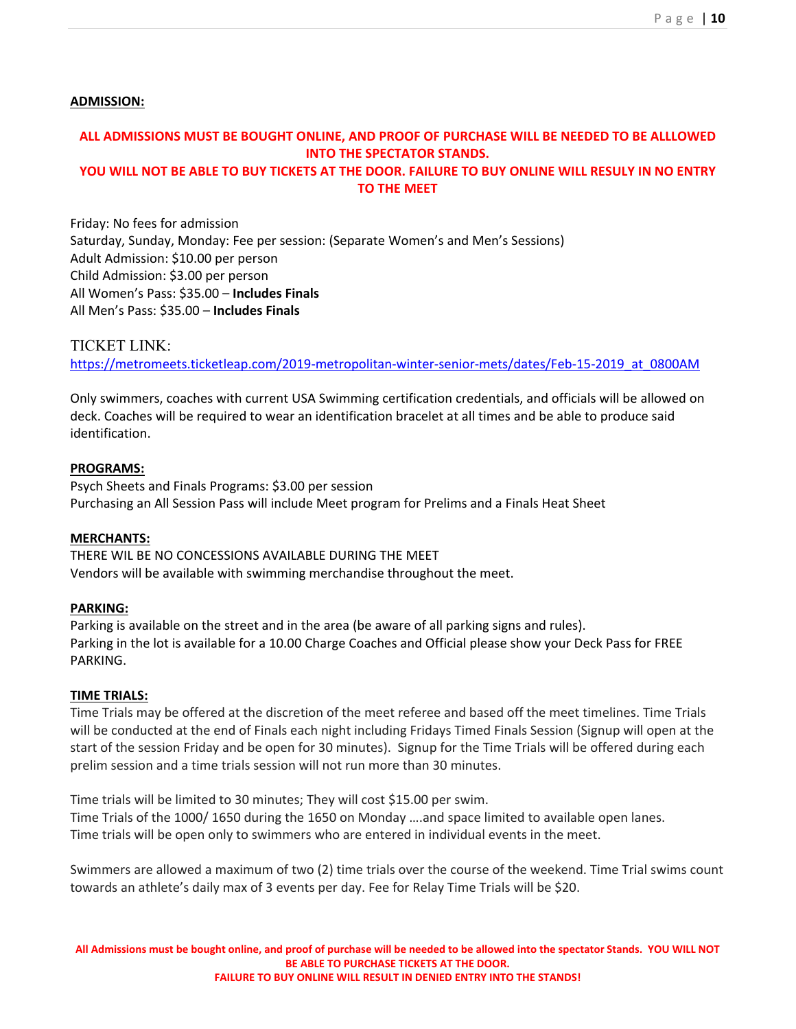**ADMISSION:**

**ALL ADMISSIONS MUST BE BOUGHT ONLINE, AND PROOF OF PURCHASE WILL BE NEEDED TO BE ALLLOWED INTO THE SPECTATOR STANDS.**
**YOU WILL NOT BE ABLE TO BUY TICKETS AT THE DOOR. FAILURE TO BUY ONLINE WILL RESULY IN NO ENTRY TO THE MEET**

Friday: No fees for admission
Saturday, Sunday, Monday: Fee per session: (Separate Women's and Men's Sessions)
Adult Admission: $10.00 per person
Child Admission: $3.00 per person
All Women's Pass: $35.00 – **Includes Finals**
All Men's Pass: $35.00 – **Includes Finals**

TICKET LINK:
https://metromeets.ticketleap.com/2019-metropolitan-winter-senior-mets/dates/Feb-15-2019_at_0800AM

Only swimmers, coaches with current USA Swimming certification credentials, and officials will be allowed on deck. Coaches will be required to wear an identification bracelet at all times and be able to produce said identification.

**PROGRAMS:**
Psych Sheets and Finals Programs: $3.00 per session
Purchasing an All Session Pass will include Meet program for Prelims and a Finals Heat Sheet

**MERCHANTS:**
THERE WIL BE NO CONCESSIONS AVAILABLE DURING THE MEET
Vendors will be available with swimming merchandise throughout the meet.

**PARKING:**
Parking is available on the street and in the area (be aware of all parking signs and rules).
Parking in the lot is available for a 10.00 Charge Coaches and Official please show your Deck Pass for FREE PARKING.

**TIME TRIALS:**
Time Trials may be offered at the discretion of the meet referee and based off the meet timelines. Time Trials will be conducted at the end of Finals each night including Fridays Timed Finals Session (Signup will open at the start of the session Friday and be open for 30 minutes). Signup for the Time Trials will be offered during each prelim session and a time trials session will not run more than 30 minutes.

Time trials will be limited to 30 minutes; They will cost $15.00 per swim.
Time Trials of the 1000/ 1650 during the 1650 on Monday ….and space limited to available open lanes.
Time trials will be open only to swimmers who are entered in individual events in the meet.

Swimmers are allowed a maximum of two (2) time trials over the course of the weekend. Time Trial swims count towards an athlete's daily max of 3 events per day. Fee for Relay Time Trials will be $20.

**All Admissions must be bought online, and proof of purchase will be needed to be allowed into the spectator Stands. YOU WILL NOT BE ABLE TO PURCHASE TICKETS AT THE DOOR.**
**FAILURE TO BUY ONLINE WILL RESULT IN DENIED ENTRY INTO THE STANDS!**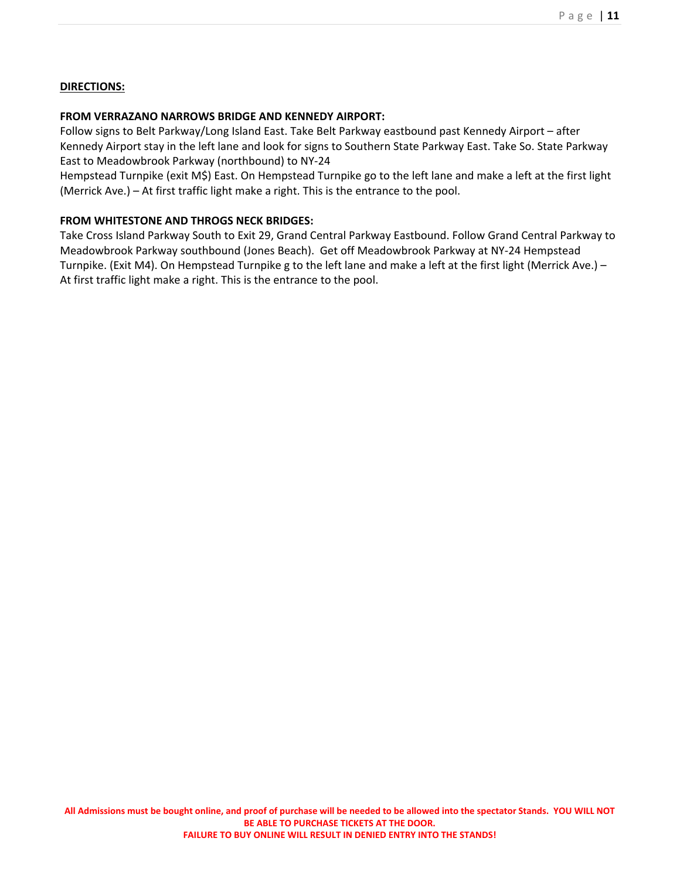**DIRECTIONS:**

**FROM VERRAZANO NARROWS BRIDGE AND KENNEDY AIRPORT:**

Follow signs to Belt Parkway/Long Island East. Take Belt Parkway eastbound past Kennedy Airport – after Kennedy Airport stay in the left lane and look for signs to Southern State Parkway East. Take So. State Parkway East to Meadowbrook Parkway (northbound) to NY-24
Hempstead Turnpike (exit M$) East. On Hempstead Turnpike go to the left lane and make a left at the first light (Merrick Ave.) – At first traffic light make a right. This is the entrance to the pool.

**FROM WHITESTONE AND THROGS NECK BRIDGES:**

Take Cross Island Parkway South to Exit 29, Grand Central Parkway Eastbound. Follow Grand Central Parkway to Meadowbrook Parkway southbound (Jones Beach). Get off Meadowbrook Parkway at NY-24 Hempstead Turnpike. (Exit M4). On Hempstead Turnpike g to the left lane and make a left at the first light (Merrick Ave.) – At first traffic light make a right. This is the entrance to the pool.

**All Admissions must be bought online, and proof of purchase will be needed to be allowed into the spectator Stands. YOU WILL NOT BE ABLE TO PURCHASE TICKETS AT THE DOOR.**
**FAILURE TO BUY ONLINE WILL RESULT IN DENIED ENTRY INTO THE STANDS!**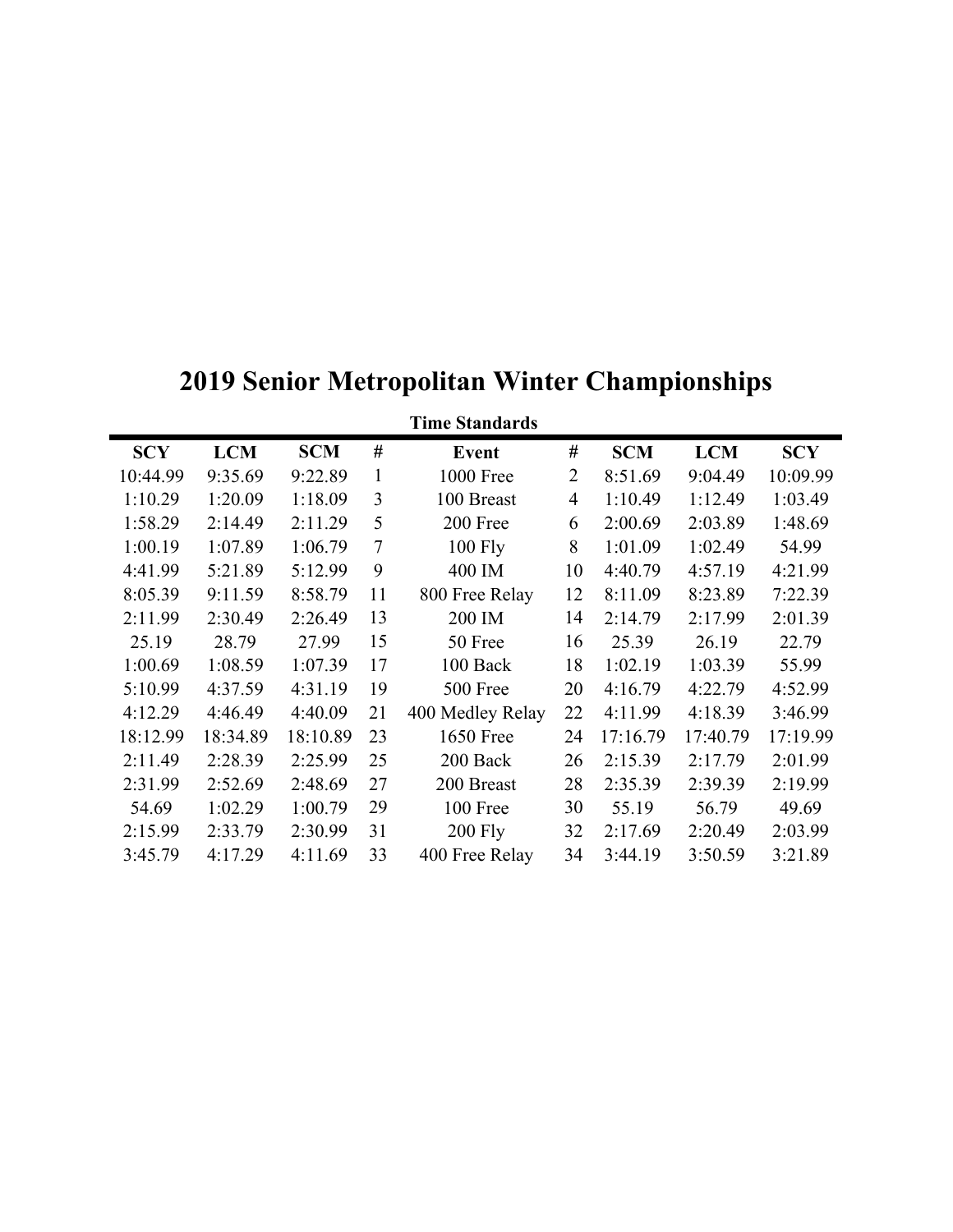# 2019 Senior Metropolitan Winter Championships

**Time Standards**

| SCY | LCM | SCM | # | Event | # | SCM | LCM | SCY |
|---|---|---|---|---|---|---|---|---|
| 10:44.99 | 9:35.69 | 9:22.89 | 1 | 1000 Free | 2 | 8:51.69 | 9:04.49 | 10:09.99 |
| 1:10.29 | 1:20.09 | 1:18.09 | 3 | 100 Breast | 4 | 1:10.49 | 1:12.49 | 1:03.49 |
| 1:58.29 | 2:14.49 | 2:11.29 | 5 | 200 Free | 6 | 2:00.69 | 2:03.89 | 1:48.69 |
| 1:00.19 | 1:07.89 | 1:06.79 | 7 | 100 Fly | 8 | 1:01.09 | 1:02.49 | 54.99 |
| 4:41.99 | 5:21.89 | 5:12.99 | 9 | 400 IM | 10 | 4:40.79 | 4:57.19 | 4:21.99 |
| 8:05.39 | 9:11.59 | 8:58.79 | 11 | 800 Free Relay | 12 | 8:11.09 | 8:23.89 | 7:22.39 |
| 2:11.99 | 2:30.49 | 2:26.49 | 13 | 200 IM | 14 | 2:14.79 | 2:17.99 | 2:01.39 |
| 25.19 | 28.79 | 27.99 | 15 | 50 Free | 16 | 25.39 | 26.19 | 22.79 |
| 1:00.69 | 1:08.59 | 1:07.39 | 17 | 100 Back | 18 | 1:02.19 | 1:03.39 | 55.99 |
| 5:10.99 | 4:37.59 | 4:31.19 | 19 | 500 Free | 20 | 4:16.79 | 4:22.79 | 4:52.99 |
| 4:12.29 | 4:46.49 | 4:40.09 | 21 | 400 Medley Relay | 22 | 4:11.99 | 4:18.39 | 3:46.99 |
| 18:12.99 | 18:34.89 | 18:10.89 | 23 | 1650 Free | 24 | 17:16.79 | 17:40.79 | 17:19.99 |
| 2:11.49 | 2:28.39 | 2:25.99 | 25 | 200 Back | 26 | 2:15.39 | 2:17.79 | 2:01.99 |
| 2:31.99 | 2:52.69 | 2:48.69 | 27 | 200 Breast | 28 | 2:35.39 | 2:39.39 | 2:19.99 |
| 54.69 | 1:02.29 | 1:00.79 | 29 | 100 Free | 30 | 55.19 | 56.79 | 49.69 |
| 2:15.99 | 2:33.79 | 2:30.99 | 31 | 200 Fly | 32 | 2:17.69 | 2:20.49 | 2:03.99 |
| 3:45.79 | 4:17.29 | 4:11.69 | 33 | 400 Free Relay | 34 | 3:44.19 | 3:50.59 | 3:21.89 |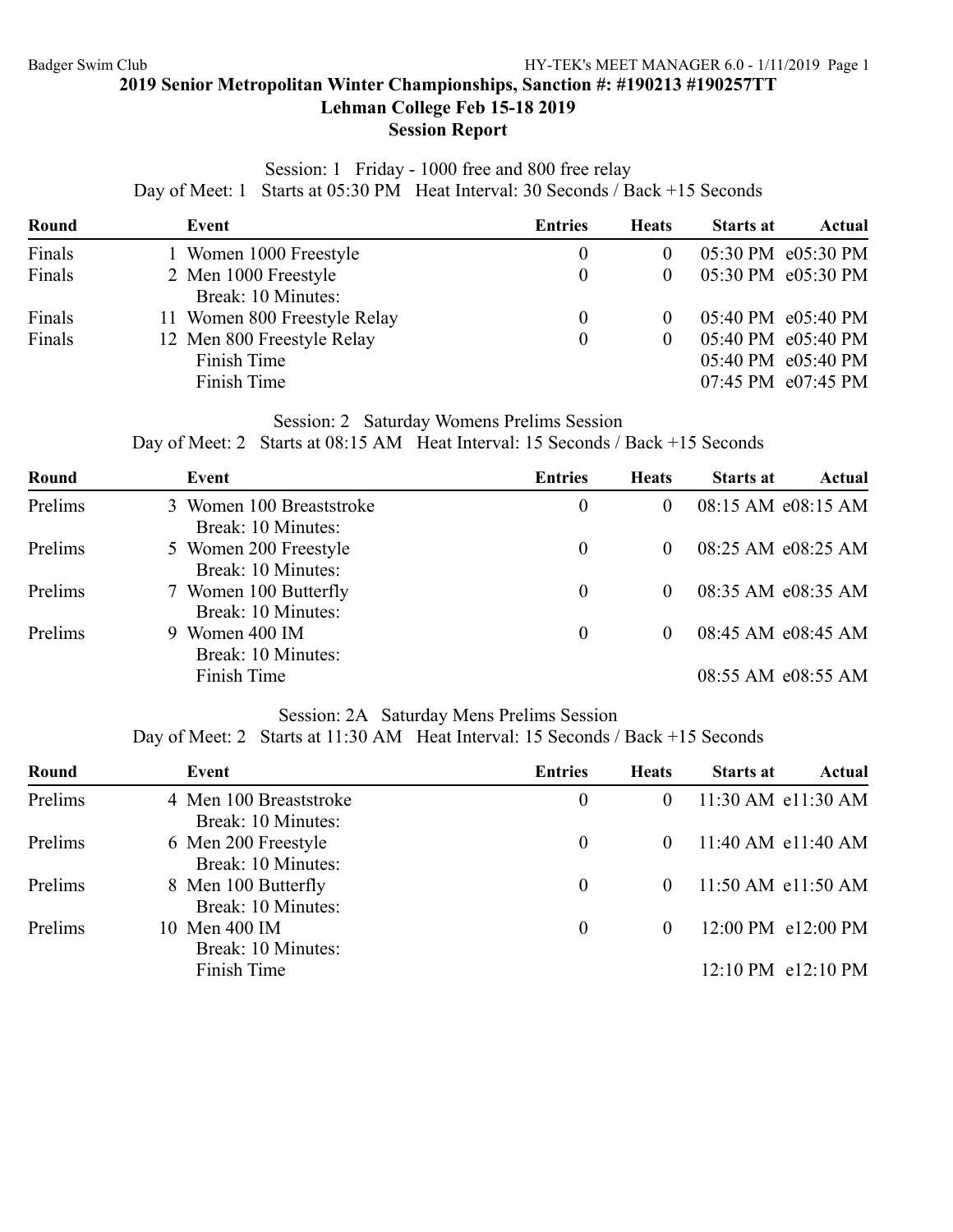# 2019 Senior Metropolitan Winter Championships, Sanction #: #190213 #190257TT

## Lehman College Feb 15-18 2019

## Session Report

Session: 1 Friday - 1000 free and 800 free relay

Day of Meet: 1 Starts at 05:30 PM Heat Interval: 30 Seconds / Back +15 Seconds

| Round | Event | Entries | Heats | Starts at | Actual |
|---|---|---|---|---|---|
| Finals | 1 Women 1000 Freestyle | 0 | 0 | 05:30 PM | e05:30 PM |
| Finals | 2 Men 1000 Freestyle | 0 | 0 | 05:30 PM | e05:30 PM |
| | Break: 10 Minutes: | | | | |
| Finals | 11 Women 800 Freestyle Relay | 0 | 0 | 05:40 PM | e05:40 PM |
| Finals | 12 Men 800 Freestyle Relay | 0 | 0 | 05:40 PM | e05:40 PM |
| | Finish Time | | | 05:40 PM | e05:40 PM |
| | Finish Time | | | 07:45 PM | e07:45 PM |

Session: 2 Saturday Womens Prelims Session

Day of Meet: 2 Starts at 08:15 AM Heat Interval: 15 Seconds / Back +15 Seconds

| Round | Event | Entries | Heats | Starts at | Actual |
|---|---|---|---|---|---|
| Prelims | 3 Women 100 Breaststroke | 0 | 0 | 08:15 AM | e08:15 AM |
| | Break: 10 Minutes: | | | | |
| Prelims | 5 Women 200 Freestyle | 0 | 0 | 08:25 AM | e08:25 AM |
| | Break: 10 Minutes: | | | | |
| Prelims | 7 Women 100 Butterfly | 0 | 0 | 08:35 AM | e08:35 AM |
| | Break: 10 Minutes: | | | | |
| Prelims | 9 Women 400 IM | 0 | 0 | 08:45 AM | e08:45 AM |
| | Break: 10 Minutes: | | | | |
| | Finish Time | | | 08:55 AM | e08:55 AM |

Session: 2A Saturday Mens Prelims Session

Day of Meet: 2 Starts at 11:30 AM Heat Interval: 15 Seconds / Back +15 Seconds

| Round | Event | Entries | Heats | Starts at | Actual |
|---|---|---|---|---|---|
| Prelims | 4 Men 100 Breaststroke | 0 | 0 | 11:30 AM | e11:30 AM |
| | Break: 10 Minutes: | | | | |
| Prelims | 6 Men 200 Freestyle | 0 | 0 | 11:40 AM | e11:40 AM |
| | Break: 10 Minutes: | | | | |
| Prelims | 8 Men 100 Butterfly | 0 | 0 | 11:50 AM | e11:50 AM |
| | Break: 10 Minutes: | | | | |
| Prelims | 10 Men 400 IM | 0 | 0 | 12:00 PM | e12:00 PM |
| | Break: 10 Minutes: | | | | |
| | Finish Time | | | 12:10 PM | e12:10 PM |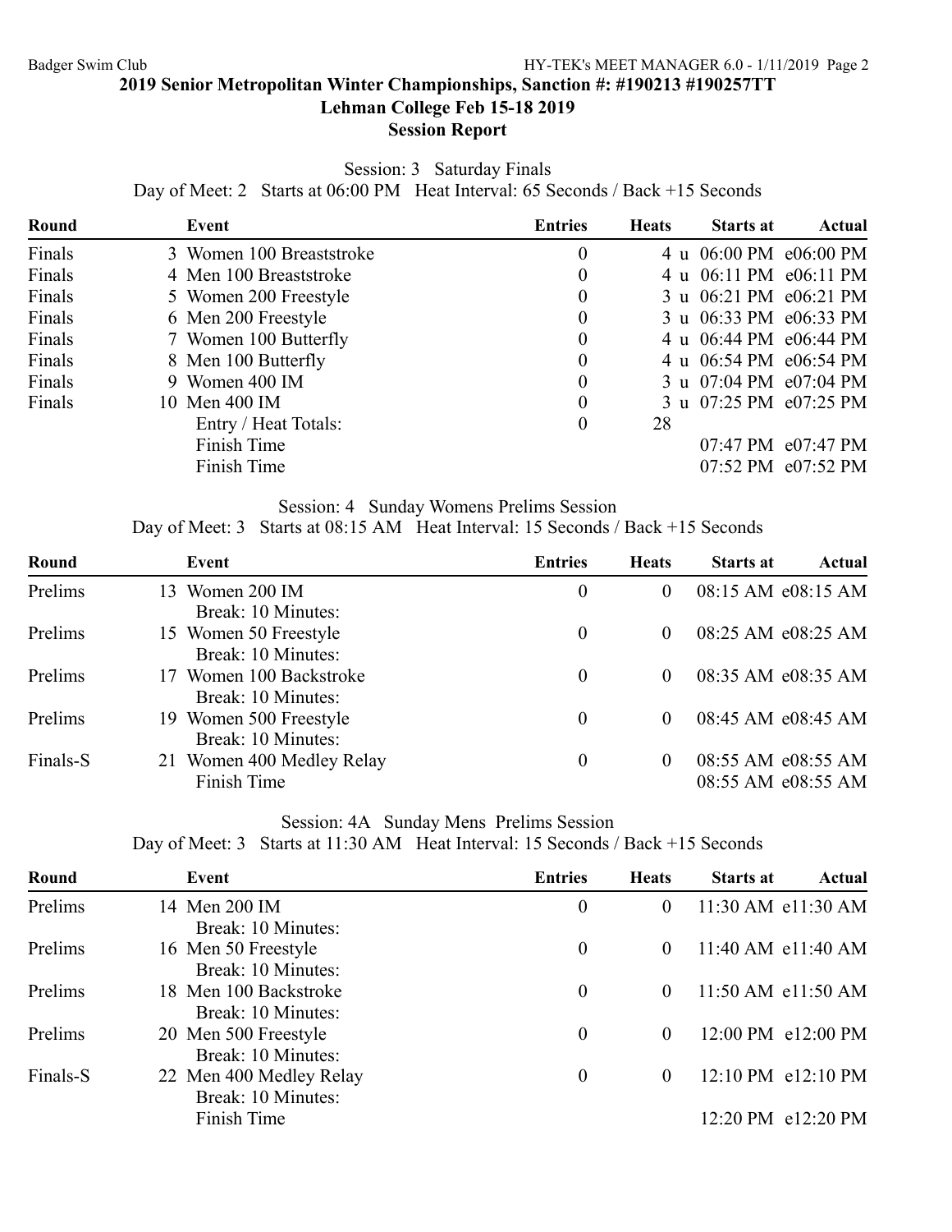## 2019 Senior Metropolitan Winter Championships, Sanction #: #190213 #190257TT

### Lehman College Feb 15-18 2019

### Session Report

Session: 3 Saturday Finals
Day of Meet: 2 Starts at 06:00 PM Heat Interval: 65 Seconds / Back +15 Seconds

| Round | Event | Entries | Heats | Starts at | Actual |
|---|---|---|---|---|---|
| Finals | 3 Women 100 Breaststroke | 0 | 4 u | 06:00 PM | e06:00 PM |
| Finals | 4 Men 100 Breaststroke | 0 | 4 u | 06:11 PM | e06:11 PM |
| Finals | 5 Women 200 Freestyle | 0 | 3 u | 06:21 PM | e06:21 PM |
| Finals | 6 Men 200 Freestyle | 0 | 3 u | 06:33 PM | e06:33 PM |
| Finals | 7 Women 100 Butterfly | 0 | 4 u | 06:44 PM | e06:44 PM |
| Finals | 8 Men 100 Butterfly | 0 | 4 u | 06:54 PM | e06:54 PM |
| Finals | 9 Women 400 IM | 0 | 3 u | 07:04 PM | e07:04 PM |
| Finals | 10 Men 400 IM | 0 | 3 u | 07:25 PM | e07:25 PM |
| | Entry / Heat Totals: | 0 | 28 | | |
| | Finish Time | | | 07:47 PM | e07:47 PM |
| | Finish Time | | | 07:52 PM | e07:52 PM |

Session: 4 Sunday Womens Prelims Session
Day of Meet: 3 Starts at 08:15 AM Heat Interval: 15 Seconds / Back +15 Seconds

| Round | Event | Entries | Heats | Starts at | Actual |
|---|---|---|---|---|---|
| Prelims | 13 Women 200 IM | 0 | 0 | 08:15 AM | e08:15 AM |
| | Break: 10 Minutes: | | | | |
| Prelims | 15 Women 50 Freestyle | 0 | 0 | 08:25 AM | e08:25 AM |
| | Break: 10 Minutes: | | | | |
| Prelims | 17 Women 100 Backstroke | 0 | 0 | 08:35 AM | e08:35 AM |
| | Break: 10 Minutes: | | | | |
| Prelims | 19 Women 500 Freestyle | 0 | 0 | 08:45 AM | e08:45 AM |
| | Break: 10 Minutes: | | | | |
| Finals-S | 21 Women 400 Medley Relay | 0 | 0 | 08:55 AM | e08:55 AM |
| | Finish Time | | | 08:55 AM | e08:55 AM |

Session: 4A Sunday Mens Prelims Session
Day of Meet: 3 Starts at 11:30 AM Heat Interval: 15 Seconds / Back +15 Seconds

| Round | Event | Entries | Heats | Starts at | Actual |
|---|---|---|---|---|---|
| Prelims | 14 Men 200 IM | 0 | 0 | 11:30 AM | e11:30 AM |
| | Break: 10 Minutes: | | | | |
| Prelims | 16 Men 50 Freestyle | 0 | 0 | 11:40 AM | e11:40 AM |
| | Break: 10 Minutes: | | | | |
| Prelims | 18 Men 100 Backstroke | 0 | 0 | 11:50 AM | e11:50 AM |
| | Break: 10 Minutes: | | | | |
| Prelims | 20 Men 500 Freestyle | 0 | 0 | 12:00 PM | e12:00 PM |
| | Break: 10 Minutes: | | | | |
| Finals-S | 22 Men 400 Medley Relay | 0 | 0 | 12:10 PM | e12:10 PM |
| | Break: 10 Minutes: | | | | |
| | Finish Time | | | 12:20 PM | e12:20 PM |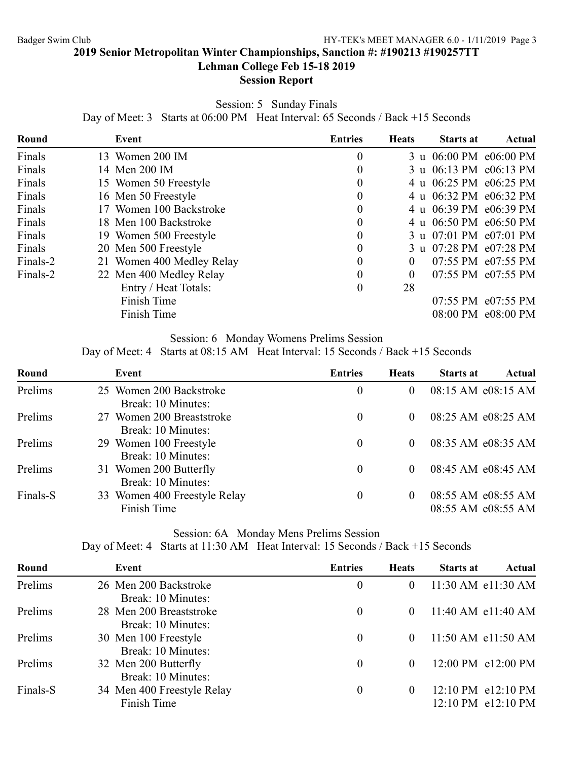## 2019 Senior Metropolitan Winter Championships, Sanction #: #190213 #190257TT
## Lehman College Feb 15-18 2019
## Session Report

Session: 5 Sunday Finals
Day of Meet: 3 Starts at 06:00 PM Heat Interval: 65 Seconds / Back +15 Seconds

| Round | Event | Entries | Heats | Starts at | Actual |
|---|---|---|---|---|---|
| Finals | 13 Women 200 IM | 0 | 3 u | 06:00 PM | e06:00 PM |
| Finals | 14 Men 200 IM | 0 | 3 u | 06:13 PM | e06:13 PM |
| Finals | 15 Women 50 Freestyle | 0 | 4 u | 06:25 PM | e06:25 PM |
| Finals | 16 Men 50 Freestyle | 0 | 4 u | 06:32 PM | e06:32 PM |
| Finals | 17 Women 100 Backstroke | 0 | 4 u | 06:39 PM | e06:39 PM |
| Finals | 18 Men 100 Backstroke | 0 | 4 u | 06:50 PM | e06:50 PM |
| Finals | 19 Women 500 Freestyle | 0 | 3 u | 07:01 PM | e07:01 PM |
| Finals | 20 Men 500 Freestyle | 0 | 3 u | 07:28 PM | e07:28 PM |
| Finals-2 | 21 Women 400 Medley Relay | 0 | 0 | 07:55 PM | e07:55 PM |
| Finals-2 | 22 Men 400 Medley Relay | 0 | 0 | 07:55 PM | e07:55 PM |
| | Entry / Heat Totals: | 0 | 28 | | |
| | Finish Time | | | 07:55 PM | e07:55 PM |
| | Finish Time | | | 08:00 PM | e08:00 PM |

Session: 6 Monday Womens Prelims Session
Day of Meet: 4 Starts at 08:15 AM Heat Interval: 15 Seconds / Back +15 Seconds

| Round | Event | Entries | Heats | Starts at | Actual |
|---|---|---|---|---|---|
| Prelims | 25 Women 200 Backstroke | 0 | 0 | 08:15 AM | e08:15 AM |
| | Break: 10 Minutes: | | | | |
| Prelims | 27 Women 200 Breaststroke | 0 | 0 | 08:25 AM | e08:25 AM |
| | Break: 10 Minutes: | | | | |
| Prelims | 29 Women 100 Freestyle | 0 | 0 | 08:35 AM | e08:35 AM |
| | Break: 10 Minutes: | | | | |
| Prelims | 31 Women 200 Butterfly | 0 | 0 | 08:45 AM | e08:45 AM |
| | Break: 10 Minutes: | | | | |
| Finals-S | 33 Women 400 Freestyle Relay | 0 | 0 | 08:55 AM | e08:55 AM |
| | Finish Time | | | 08:55 AM | e08:55 AM |

Session: 6A Monday Mens Prelims Session
Day of Meet: 4 Starts at 11:30 AM Heat Interval: 15 Seconds / Back +15 Seconds

| Round | Event | Entries | Heats | Starts at | Actual |
|---|---|---|---|---|---|
| Prelims | 26 Men 200 Backstroke | 0 | 0 | 11:30 AM | e11:30 AM |
| | Break: 10 Minutes: | | | | |
| Prelims | 28 Men 200 Breaststroke | 0 | 0 | 11:40 AM | e11:40 AM |
| | Break: 10 Minutes: | | | | |
| Prelims | 30 Men 100 Freestyle | 0 | 0 | 11:50 AM | e11:50 AM |
| | Break: 10 Minutes: | | | | |
| Prelims | 32 Men 200 Butterfly | 0 | 0 | 12:00 PM | e12:00 PM |
| | Break: 10 Minutes: | | | | |
| Finals-S | 34 Men 400 Freestyle Relay | 0 | 0 | 12:10 PM | e12:10 PM |
| | Finish Time | | | 12:10 PM | e12:10 PM |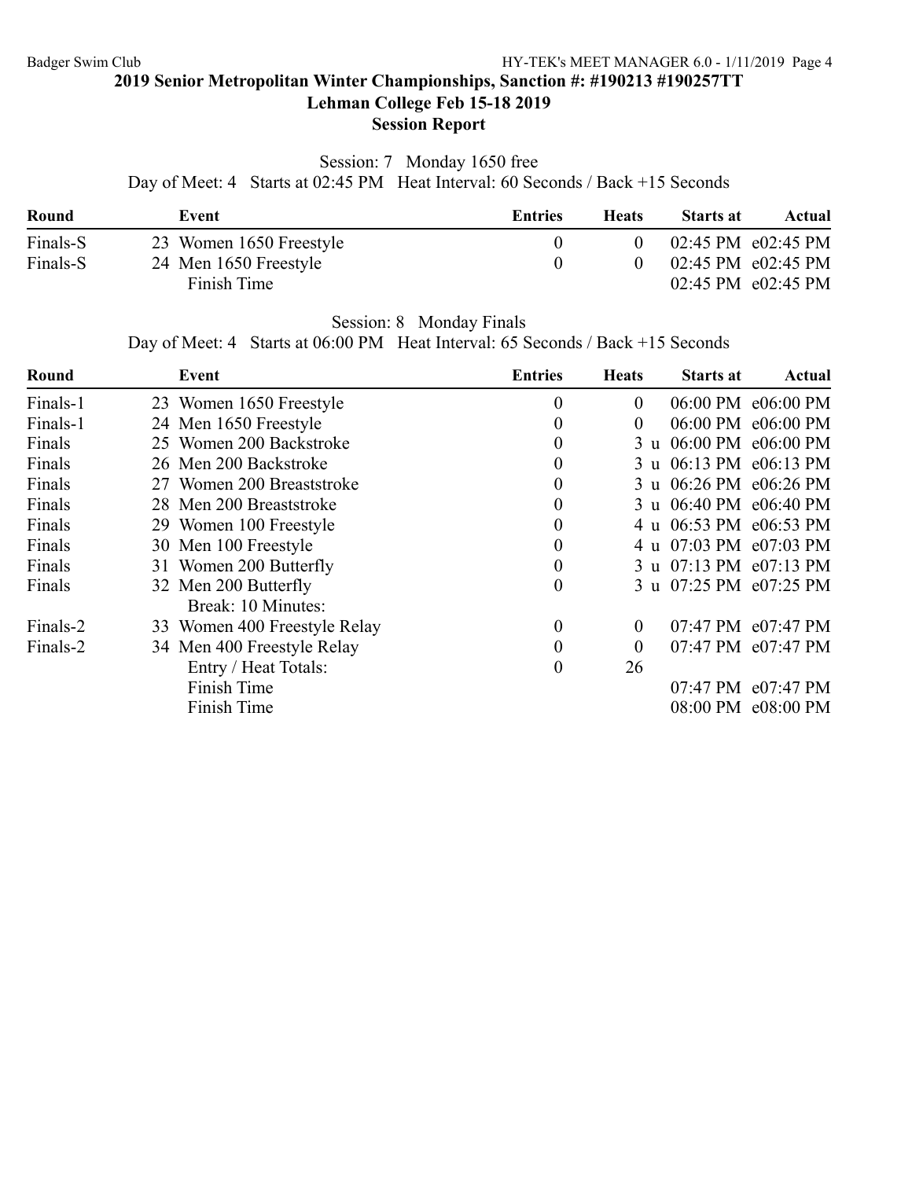## 2019 Senior Metropolitan Winter Championships, Sanction #: #190213 #190257TT

### Lehman College Feb 15-18 2019

### Session Report

Session: 7 Monday 1650 free

Day of Meet: 4 Starts at 02:45 PM Heat Interval: 60 Seconds / Back +15 Seconds

| Round | Event | Entries | Heats | Starts at | Actual |
|---|---|---|---|---|---|
| Finals-S | 23 Women 1650 Freestyle | 0 | 0 | 02:45 PM | e02:45 PM |
| Finals-S | 24 Men 1650 Freestyle | 0 | 0 | 02:45 PM | e02:45 PM |
| | Finish Time | | | 02:45 PM | e02:45 PM |

Session: 8 Monday Finals

Day of Meet: 4 Starts at 06:00 PM Heat Interval: 65 Seconds / Back +15 Seconds

| Round | Event | Entries | Heats | Starts at | Actual |
|---|---|---|---|---|---|
| Finals-1 | 23 Women 1650 Freestyle | 0 | 0 | 06:00 PM | e06:00 PM |
| Finals-1 | 24 Men 1650 Freestyle | 0 | 0 | 06:00 PM | e06:00 PM |
| Finals | 25 Women 200 Backstroke | 0 | 3 u | 06:00 PM | e06:00 PM |
| Finals | 26 Men 200 Backstroke | 0 | 3 u | 06:13 PM | e06:13 PM |
| Finals | 27 Women 200 Breaststroke | 0 | 3 u | 06:26 PM | e06:26 PM |
| Finals | 28 Men 200 Breaststroke | 0 | 3 u | 06:40 PM | e06:40 PM |
| Finals | 29 Women 100 Freestyle | 0 | 4 u | 06:53 PM | e06:53 PM |
| Finals | 30 Men 100 Freestyle | 0 | 4 u | 07:03 PM | e07:03 PM |
| Finals | 31 Women 200 Butterfly | 0 | 3 u | 07:13 PM | e07:13 PM |
| Finals | 32 Men 200 Butterfly | 0 | 3 u | 07:25 PM | e07:25 PM |
| | Break: 10 Minutes: | | | | |
| Finals-2 | 33 Women 400 Freestyle Relay | 0 | 0 | 07:47 PM | e07:47 PM |
| Finals-2 | 34 Men 400 Freestyle Relay | 0 | 0 | 07:47 PM | e07:47 PM |
| | Entry / Heat Totals: | 0 | 26 | | |
| | Finish Time | | | 07:47 PM | e07:47 PM |
| | Finish Time | | | 08:00 PM | e08:00 PM |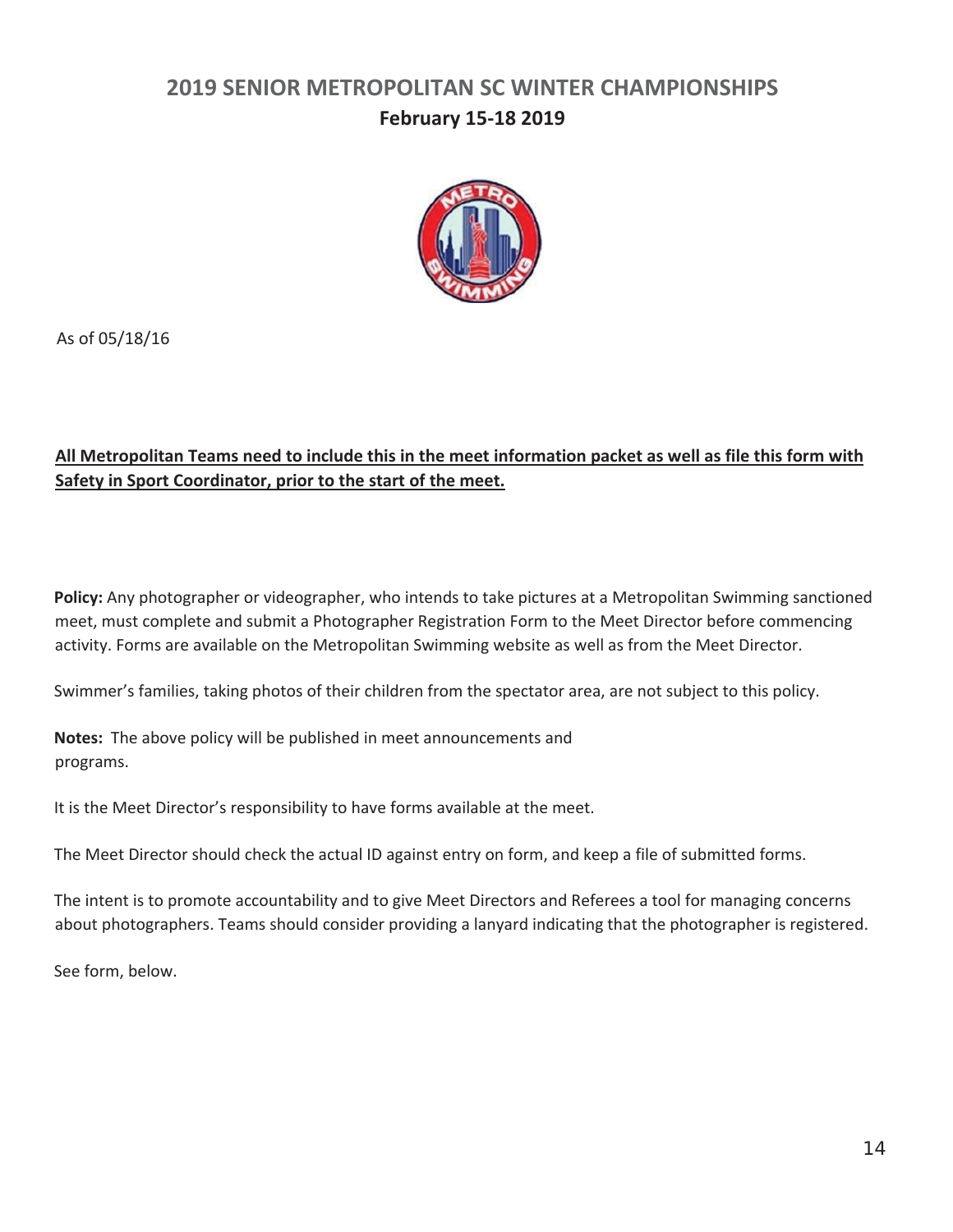## 2019 SENIOR METROPOLITAN SC WINTER CHAMPIONSHIPS

### February 15-18 2019

As of 05/18/16

**All Metropolitan Teams need to include this in the meet information packet as well as file this form with Safety in Sport Coordinator, prior to the start of the meet.**

**Policy:** Any photographer or videographer, who intends to take pictures at a Metropolitan Swimming sanctioned meet, must complete and submit a Photographer Registration Form to the Meet Director before commencing activity. Forms are available on the Metropolitan Swimming website as well as from the Meet Director.

Swimmer's families, taking photos of their children from the spectator area, are not subject to this policy.

**Notes:** The above policy will be published in meet announcements and programs.

It is the Meet Director's responsibility to have forms available at the meet.

The Meet Director should check the actual ID against entry on form, and keep a file of submitted forms.

The intent is to promote accountability and to give Meet Directors and Referees a tool for managing concerns about photographers. Teams should consider providing a lanyard indicating that the photographer is registered.

See form, below.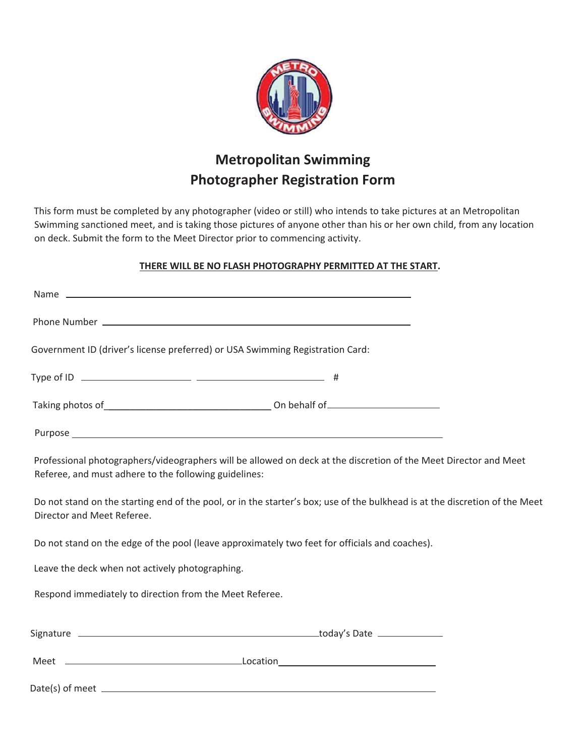# Metropolitan Swimming
# Photographer Registration Form

This form must be completed by any photographer (video or still) who intends to take pictures at an Metropolitan Swimming sanctioned meet, and is taking those pictures of anyone other than his or her own child, from any location on deck. Submit the form to the Meet Director prior to commencing activity.

**<u>THERE WILL BE NO FLASH PHOTOGRAPHY PERMITTED AT THE START</u>.**

Name ______________________________________________

Phone Number ______________________________________________

Government ID (driver's license preferred) or USA Swimming Registration Card:

Type of ID ____________________ ____________________ #

Taking photos of______________________________ On behalf of____________________

Purpose ______________________________________________

Professional photographers/videographers will be allowed on deck at the discretion of the Meet Director and Meet Referee, and must adhere to the following guidelines:

Do not stand on the starting end of the pool, or in the starter's box; use of the bulkhead is at the discretion of the Meet Director and Meet Referee.

Do not stand on the edge of the pool (leave approximately two feet for officials and coaches).

Leave the deck when not actively photographing.

Respond immediately to direction from the Meet Referee.

Signature ______________________________________today's Date ____________

Meet ______________________________Location______________________________

Date(s) of meet ______________________________________________